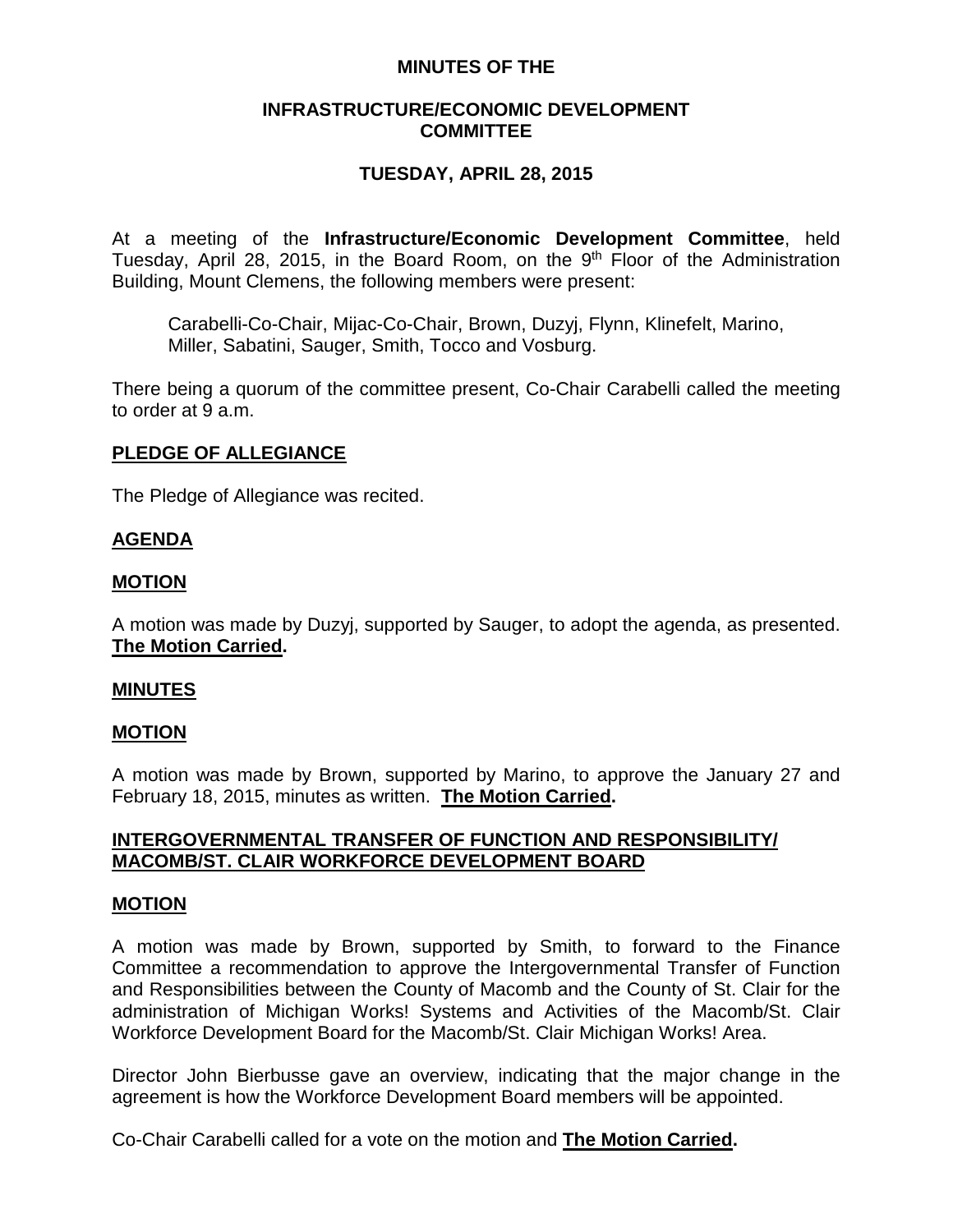**MINUTES OF THE**

**INFRASTRUCTURE/ECONOMIC DEVELOPMENT COMMITTEE**

**TUESDAY, APRIL 28, 2015**

At a meeting of the **Infrastructure/Economic Development Committee**, held Tuesday, April 28, 2015, in the Board Room, on the 9th Floor of the Administration Building, Mount Clemens, the following members were present:

> Carabelli-Co-Chair, Mijac-Co-Chair, Brown, Duzyj, Flynn, Klinefelt, Marino, Miller, Sabatini, Sauger, Smith, Tocco and Vosburg.

There being a quorum of the committee present, Co-Chair Carabelli called the meeting to order at 9 a.m.

**PLEDGE OF ALLEGIANCE**

The Pledge of Allegiance was recited.

**AGENDA**

**MOTION**

A motion was made by Duzyj, supported by Sauger, to adopt the agenda, as presented. **The Motion Carried.**

**MINUTES**

**MOTION**

A motion was made by Brown, supported by Marino, to approve the January 27 and February 18, 2015, minutes as written. **The Motion Carried.**

**INTERGOVERNMENTAL TRANSFER OF FUNCTION AND RESPONSIBILITY/ MACOMB/ST. CLAIR WORKFORCE DEVELOPMENT BOARD**

**MOTION**

A motion was made by Brown, supported by Smith, to forward to the Finance Committee a recommendation to approve the Intergovernmental Transfer of Function and Responsibilities between the County of Macomb and the County of St. Clair for the administration of Michigan Works! Systems and Activities of the Macomb/St. Clair Workforce Development Board for the Macomb/St. Clair Michigan Works! Area.

Director John Bierbusse gave an overview, indicating that the major change in the agreement is how the Workforce Development Board members will be appointed.

Co-Chair Carabelli called for a vote on the motion and **The Motion Carried.**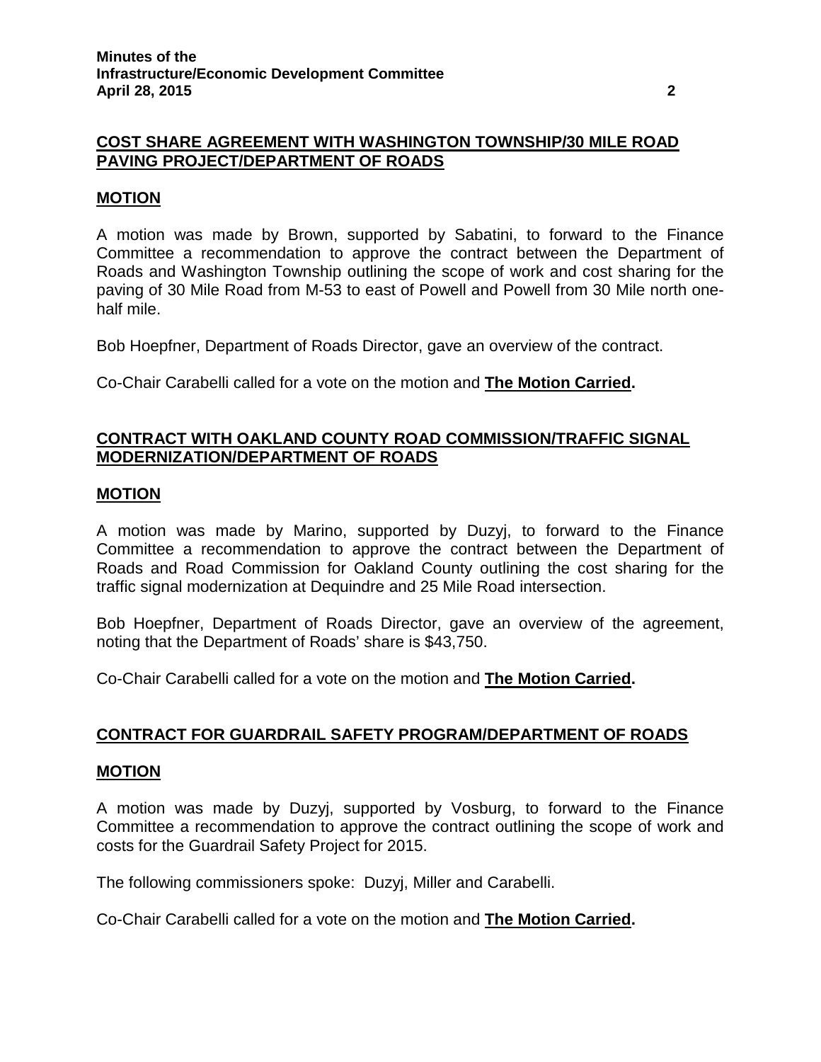## COST SHARE AGREEMENT WITH WASHINGTON TOWNSHIP/30 MILE ROAD PAVING PROJECT/DEPARTMENT OF ROADS

### MOTION

A motion was made by Brown, supported by Sabatini, to forward to the Finance Committee a recommendation to approve the contract between the Department of Roads and Washington Township outlining the scope of work and cost sharing for the paving of 30 Mile Road from M-53 to east of Powell and Powell from 30 Mile north one-half mile.

Bob Hoepfner, Department of Roads Director, gave an overview of the contract.

Co-Chair Carabelli called for a vote on the motion and **The Motion Carried.**

## CONTRACT WITH OAKLAND COUNTY ROAD COMMISSION/TRAFFIC SIGNAL MODERNIZATION/DEPARTMENT OF ROADS

### MOTION

A motion was made by Marino, supported by Duzyj, to forward to the Finance Committee a recommendation to approve the contract between the Department of Roads and Road Commission for Oakland County outlining the cost sharing for the traffic signal modernization at Dequindre and 25 Mile Road intersection.

Bob Hoepfner, Department of Roads Director, gave an overview of the agreement, noting that the Department of Roads' share is $43,750.

Co-Chair Carabelli called for a vote on the motion and **The Motion Carried.**

## CONTRACT FOR GUARDRAIL SAFETY PROGRAM/DEPARTMENT OF ROADS

### MOTION

A motion was made by Duzyj, supported by Vosburg, to forward to the Finance Committee a recommendation to approve the contract outlining the scope of work and costs for the Guardrail Safety Project for 2015.

The following commissioners spoke: Duzyj, Miller and Carabelli.

Co-Chair Carabelli called for a vote on the motion and **The Motion Carried.**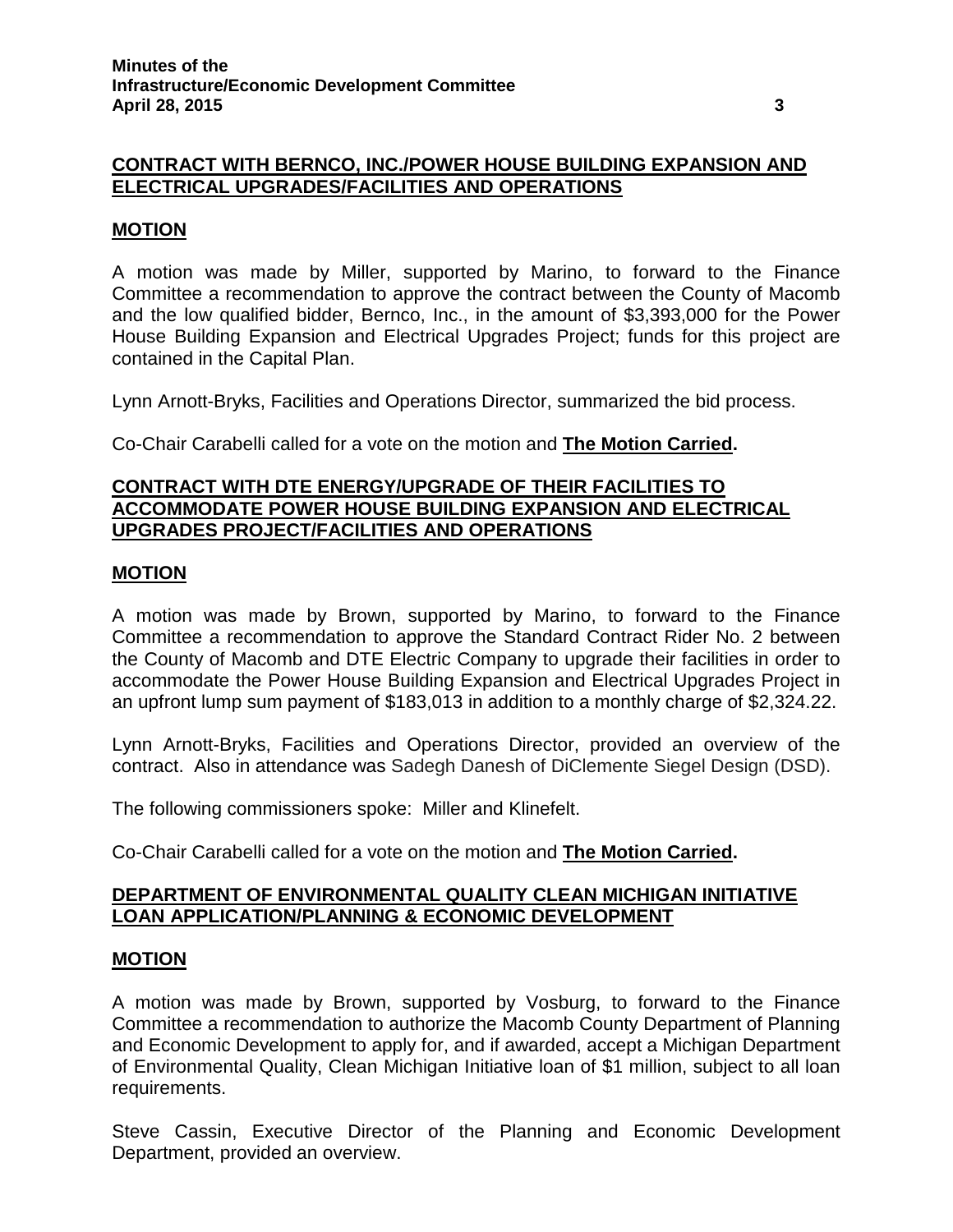**CONTRACT WITH BERNCO, INC./POWER HOUSE BUILDING EXPANSION AND ELECTRICAL UPGRADES/FACILITIES AND OPERATIONS**

**MOTION**

A motion was made by Miller, supported by Marino, to forward to the Finance Committee a recommendation to approve the contract between the County of Macomb and the low qualified bidder, Bernco, Inc., in the amount of $3,393,000 for the Power House Building Expansion and Electrical Upgrades Project; funds for this project are contained in the Capital Plan.

Lynn Arnott-Bryks, Facilities and Operations Director, summarized the bid process.

Co-Chair Carabelli called for a vote on the motion and **The Motion Carried.**

**CONTRACT WITH DTE ENERGY/UPGRADE OF THEIR FACILITIES TO ACCOMMODATE POWER HOUSE BUILDING EXPANSION AND ELECTRICAL UPGRADES PROJECT/FACILITIES AND OPERATIONS**

**MOTION**

A motion was made by Brown, supported by Marino, to forward to the Finance Committee a recommendation to approve the Standard Contract Rider No. 2 between the County of Macomb and DTE Electric Company to upgrade their facilities in order to accommodate the Power House Building Expansion and Electrical Upgrades Project in an upfront lump sum payment of $183,013 in addition to a monthly charge of $2,324.22.

Lynn Arnott-Bryks, Facilities and Operations Director, provided an overview of the contract. Also in attendance was Sadegh Danesh of DiClemente Siegel Design (DSD).

The following commissioners spoke: Miller and Klinefelt.

Co-Chair Carabelli called for a vote on the motion and **The Motion Carried.**

**DEPARTMENT OF ENVIRONMENTAL QUALITY CLEAN MICHIGAN INITIATIVE LOAN APPLICATION/PLANNING & ECONOMIC DEVELOPMENT**

**MOTION**

A motion was made by Brown, supported by Vosburg, to forward to the Finance Committee a recommendation to authorize the Macomb County Department of Planning and Economic Development to apply for, and if awarded, accept a Michigan Department of Environmental Quality, Clean Michigan Initiative loan of $1 million, subject to all loan requirements.

Steve Cassin, Executive Director of the Planning and Economic Development Department, provided an overview.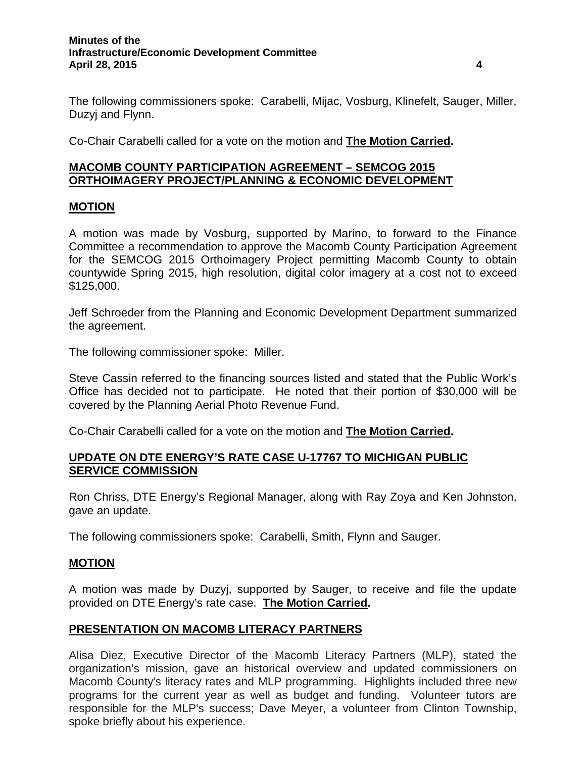The following commissioners spoke: Carabelli, Mijac, Vosburg, Klinefelt, Sauger, Miller, Duzyj and Flynn.

Co-Chair Carabelli called for a vote on the motion and **The Motion Carried.**

## MACOMB COUNTY PARTICIPATION AGREEMENT – SEMCOG 2015 ORTHOIMAGERY PROJECT/PLANNING & ECONOMIC DEVELOPMENT

### MOTION

A motion was made by Vosburg, supported by Marino, to forward to the Finance Committee a recommendation to approve the Macomb County Participation Agreement for the SEMCOG 2015 Orthoimagery Project permitting Macomb County to obtain countywide Spring 2015, high resolution, digital color imagery at a cost not to exceed $125,000.

Jeff Schroeder from the Planning and Economic Development Department summarized the agreement.

The following commissioner spoke: Miller.

Steve Cassin referred to the financing sources listed and stated that the Public Work's Office has decided not to participate. He noted that their portion of $30,000 will be covered by the Planning Aerial Photo Revenue Fund.

Co-Chair Carabelli called for a vote on the motion and **The Motion Carried.**

## UPDATE ON DTE ENERGY'S RATE CASE U-17767 TO MICHIGAN PUBLIC SERVICE COMMISSION

Ron Chriss, DTE Energy's Regional Manager, along with Ray Zoya and Ken Johnston, gave an update.

The following commissioners spoke: Carabelli, Smith, Flynn and Sauger.

### MOTION

A motion was made by Duzyj, supported by Sauger, to receive and file the update provided on DTE Energy's rate case. **The Motion Carried.**

## PRESENTATION ON MACOMB LITERACY PARTNERS

Alisa Diez, Executive Director of the Macomb Literacy Partners (MLP), stated the organization's mission, gave an historical overview and updated commissioners on Macomb County's literacy rates and MLP programming. Highlights included three new programs for the current year as well as budget and funding. Volunteer tutors are responsible for the MLP's success; Dave Meyer, a volunteer from Clinton Township, spoke briefly about his experience.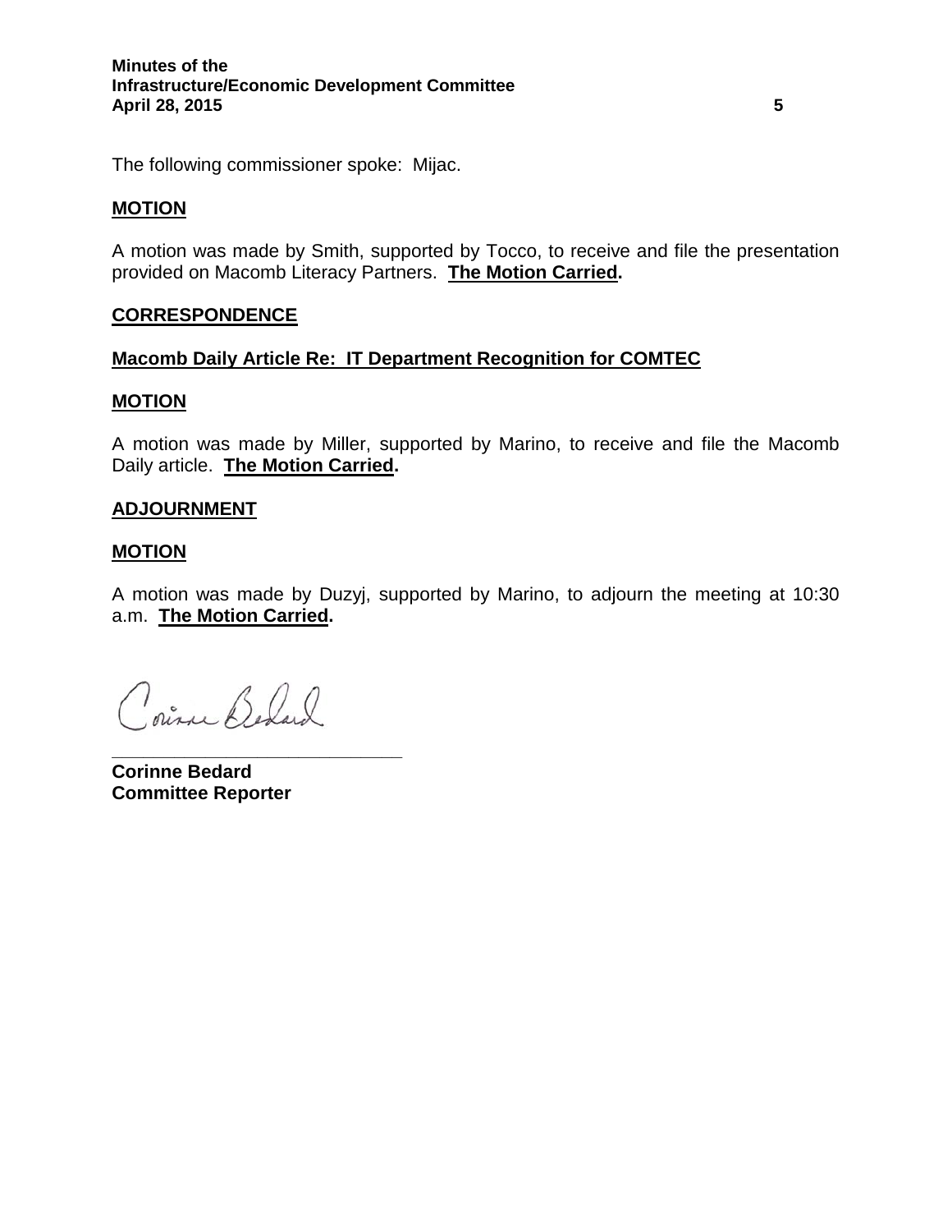The following commissioner spoke: Mijac.

**MOTION**

A motion was made by Smith, supported by Tocco, to receive and file the presentation provided on Macomb Literacy Partners. **The Motion Carried.**

**CORRESPONDENCE**

**Macomb Daily Article Re: IT Department Recognition for COMTEC**

**MOTION**

A motion was made by Miller, supported by Marino, to receive and file the Macomb Daily article. **The Motion Carried.**

**ADJOURNMENT**

**MOTION**

A motion was made by Duzyj, supported by Marino, to adjourn the meeting at 10:30 a.m. **The Motion Carried.**

\_\_\_\_\_\_\_\_\_\_\_\_\_\_\_\_\_\_\_\_\_\_\_\_\_\_\_\_\_\_

**Corinne Bedard**
**Committee Reporter**